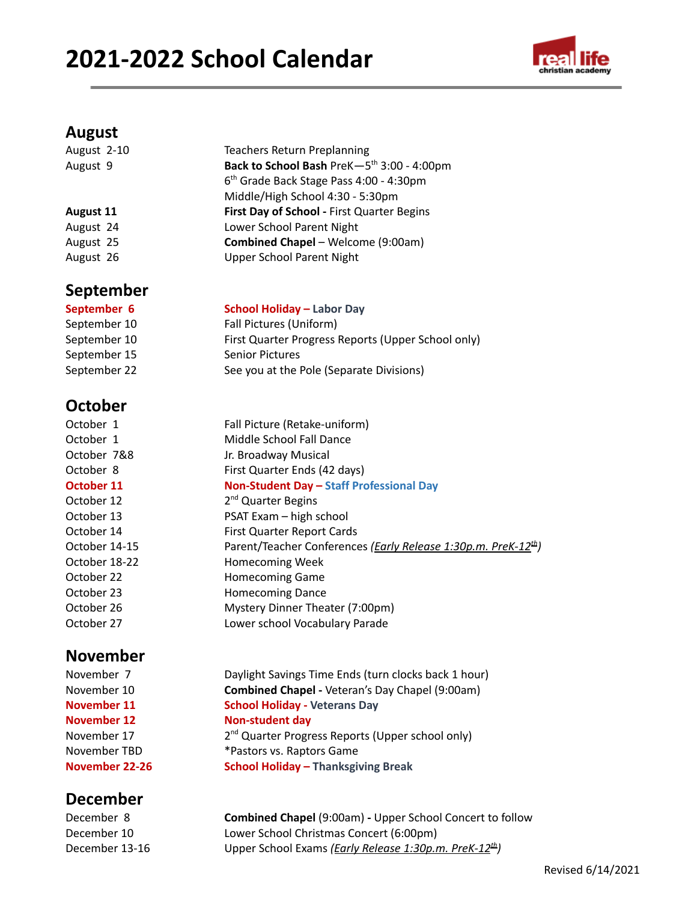# 2021-2022 School Calendar

## August

| | |
|---|---|
| August 2-10 | Teachers Return Preplanning |
| August 9 | **Back to School Bash** PreK—5th 3:00 - 4:00pm<br>6th Grade Back Stage Pass 4:00 - 4:30pm<br>Middle/High School 4:30 - 5:30pm |
| **August 11** | **First Day of School -** First Quarter Begins |
| August 24 | Lower School Parent Night |
| August 25 | **Combined Chapel** – Welcome (9:00am) |
| August 26 | Upper School Parent Night |

## September

| | |
|---|---|
| **September 6** | **School Holiday – Labor Day** |
| September 10 | Fall Pictures (Uniform) |
| September 10 | First Quarter Progress Reports (Upper School only) |
| September 15 | Senior Pictures |
| September 22 | See you at the Pole (Separate Divisions) |

## October

| | |
|---|---|
| October 1 | Fall Picture (Retake-uniform) |
| October 1 | Middle School Fall Dance |
| October 7&8 | Jr. Broadway Musical |
| October 8 | First Quarter Ends (42 days) |
| **October 11** | **Non-Student Day – Staff Professional Day** |
| October 12 | 2nd Quarter Begins |
| October 13 | PSAT Exam – high school |
| October 14 | First Quarter Report Cards |
| October 14-15 | Parent/Teacher Conferences *(Early Release 1:30p.m. PreK-12th)* |
| October 18-22 | Homecoming Week |
| October 22 | Homecoming Game |
| October 23 | Homecoming Dance |
| October 26 | Mystery Dinner Theater (7:00pm) |
| October 27 | Lower school Vocabulary Parade |

## November

| | |
|---|---|
| November 7 | Daylight Savings Time Ends (turn clocks back 1 hour) |
| November 10 | **Combined Chapel -** Veteran's Day Chapel (9:00am) |
| **November 11** | **School Holiday - Veterans Day** |
| **November 12** | **Non-student day** |
| November 17 | 2nd Quarter Progress Reports (Upper school only) |
| November TBD | *Pastors vs. Raptors Game |
| **November 22-26** | **School Holiday – Thanksgiving Break** |

## December

| | |
|---|---|
| December 8 | **Combined Chapel** (9:00am) **-** Upper School Concert to follow |
| December 10 | Lower School Christmas Concert (6:00pm) |
| December 13-16 | Upper School Exams *(Early Release 1:30p.m. PreK-12th)* |

Revised 6/14/2021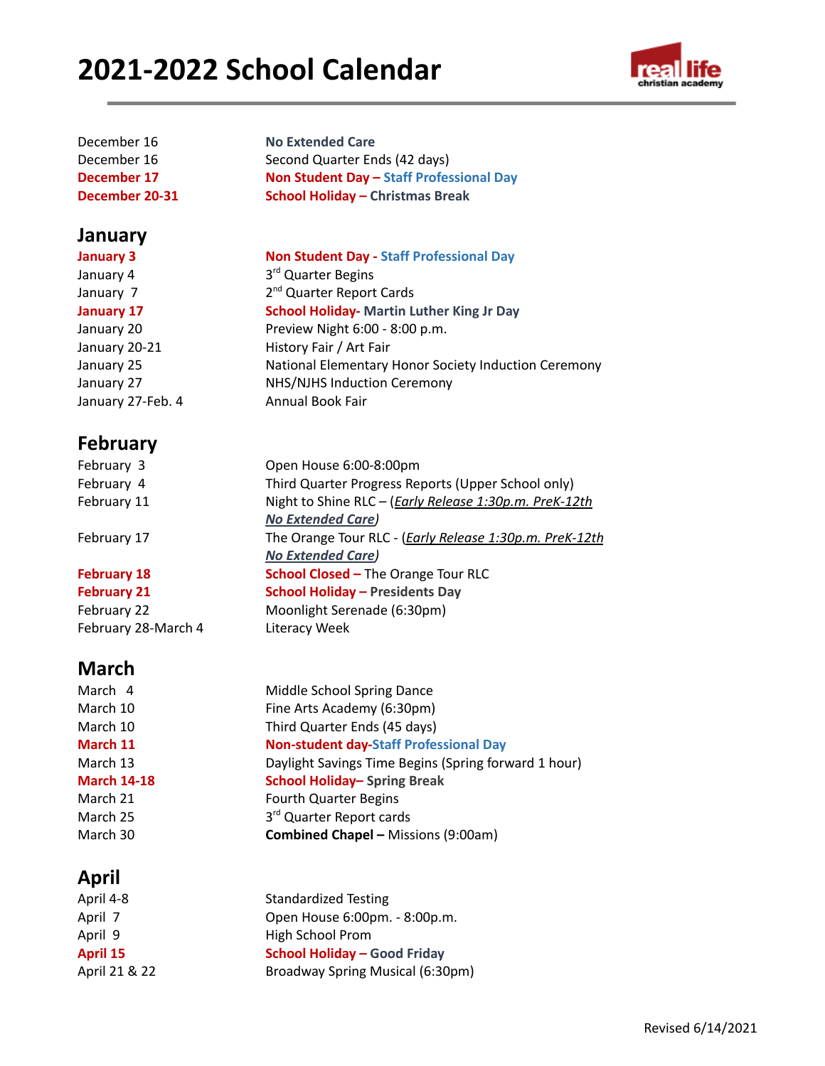# 2021-2022 School Calendar

| | |
|---|---|
| December 16 | **No Extended Care** |
| December 16 | Second Quarter Ends (42 days) |
| **December 17** | **Non Student Day – Staff Professional Day** |
| **December 20-31** | **School Holiday – Christmas Break** |

## January

| | |
|---|---|
| **January 3** | **Non Student Day - Staff Professional Day** |
| January 4 | 3rd Quarter Begins |
| January 7 | 2nd Quarter Report Cards |
| **January 17** | **School Holiday- Martin Luther King Jr Day** |
| January 20 | Preview Night 6:00 - 8:00 p.m. |
| January 20-21 | History Fair / Art Fair |
| January 25 | National Elementary Honor Society Induction Ceremony |
| January 27 | NHS/NJHS Induction Ceremony |
| January 27-Feb. 4 | Annual Book Fair |

## February

| | |
|---|---|
| February 3 | Open House 6:00-8:00pm |
| February 4 | Third Quarter Progress Reports (Upper School only) |
| February 11 | Night to Shine RLC – (*Early Release 1:30p.m. PreK-12th* ***No Extended Care***) |
| February 17 | The Orange Tour RLC - (*Early Release 1:30p.m. PreK-12th* ***No Extended Care***) |
| **February 18** | **School Closed –** The Orange Tour RLC |
| **February 21** | **School Holiday – Presidents Day** |
| February 22 | Moonlight Serenade (6:30pm) |
| February 28-March 4 | Literacy Week |

## March

| | |
|---|---|
| March 4 | Middle School Spring Dance |
| March 10 | Fine Arts Academy (6:30pm) |
| March 10 | Third Quarter Ends (45 days) |
| **March 11** | **Non-student day-Staff Professional Day** |
| March 13 | Daylight Savings Time Begins (Spring forward 1 hour) |
| **March 14-18** | **School Holiday– Spring Break** |
| March 21 | Fourth Quarter Begins |
| March 25 | 3rd Quarter Report cards |
| March 30 | **Combined Chapel –** Missions (9:00am) |

## April

| | |
|---|---|
| April 4-8 | Standardized Testing |
| April 7 | Open House 6:00pm. - 8:00p.m. |
| April 9 | High School Prom |
| **April 15** | **School Holiday – Good Friday** |
| April 21 & 22 | Broadway Spring Musical (6:30pm) |

Revised 6/14/2021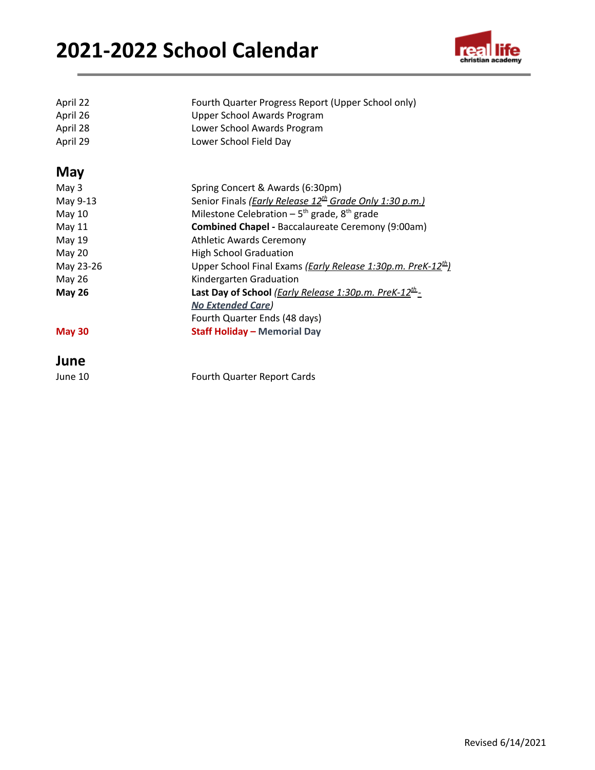# 2021-2022 School Calendar

| | |
|---|---|
| April 22 | Fourth Quarter Progress Report (Upper School only) |
| April 26 | Upper School Awards Program |
| April 28 | Lower School Awards Program |
| April 29 | Lower School Field Day |

## May

| | |
|---|---|
| May 3 | Spring Concert & Awards (6:30pm) |
| May 9-13 | Senior Finals *(Early Release 12th Grade Only 1:30 p.m.)* |
| May 10 | Milestone Celebration – 5th grade, 8th grade |
| May 11 | **Combined Chapel -** Baccalaureate Ceremony (9:00am) |
| May 19 | Athletic Awards Ceremony |
| May 20 | High School Graduation |
| May 23-26 | Upper School Final Exams *(Early Release 1:30p.m. PreK-12th)* |
| May 26 | Kindergarten Graduation |
| **May 26** | **Last Day of School** *(Early Release 1:30p.m. PreK-12th - **No Extended Care**)* |
| | Fourth Quarter Ends (48 days) |
| **May 30** | **Staff Holiday – Memorial Day** |

## June

| | |
|---|---|
| June 10 | Fourth Quarter Report Cards |

Revised 6/14/2021